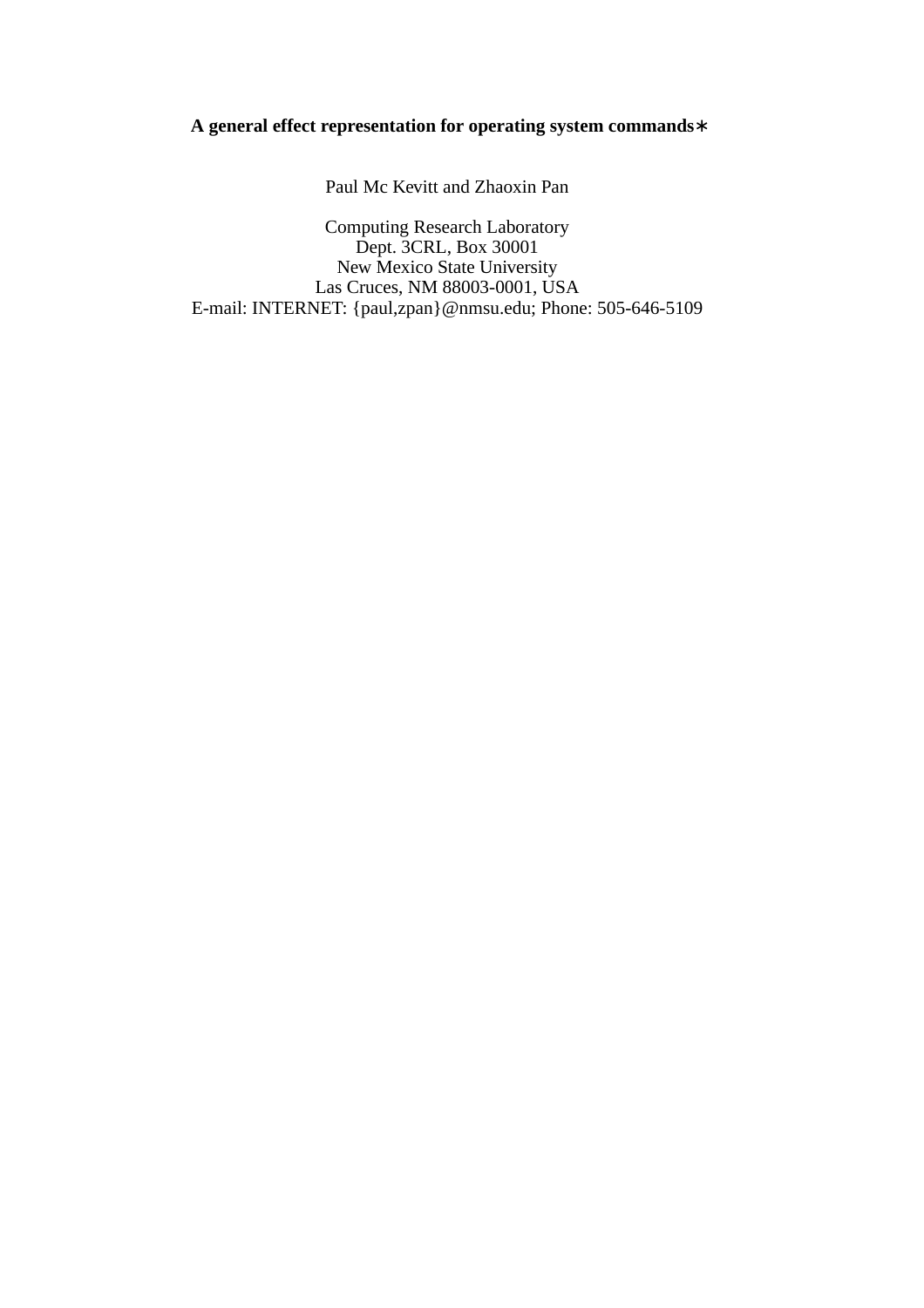**A general effect representation for operating system commands***

Paul Mc Kevitt and Zhaoxin Pan

Computing Research Laboratory
Dept. 3CRL, Box 30001
New Mexico State University
Las Cruces, NM 88003-0001, USA
E-mail: INTERNET: {paul,zpan}@nmsu.edu; Phone: 505-646-5109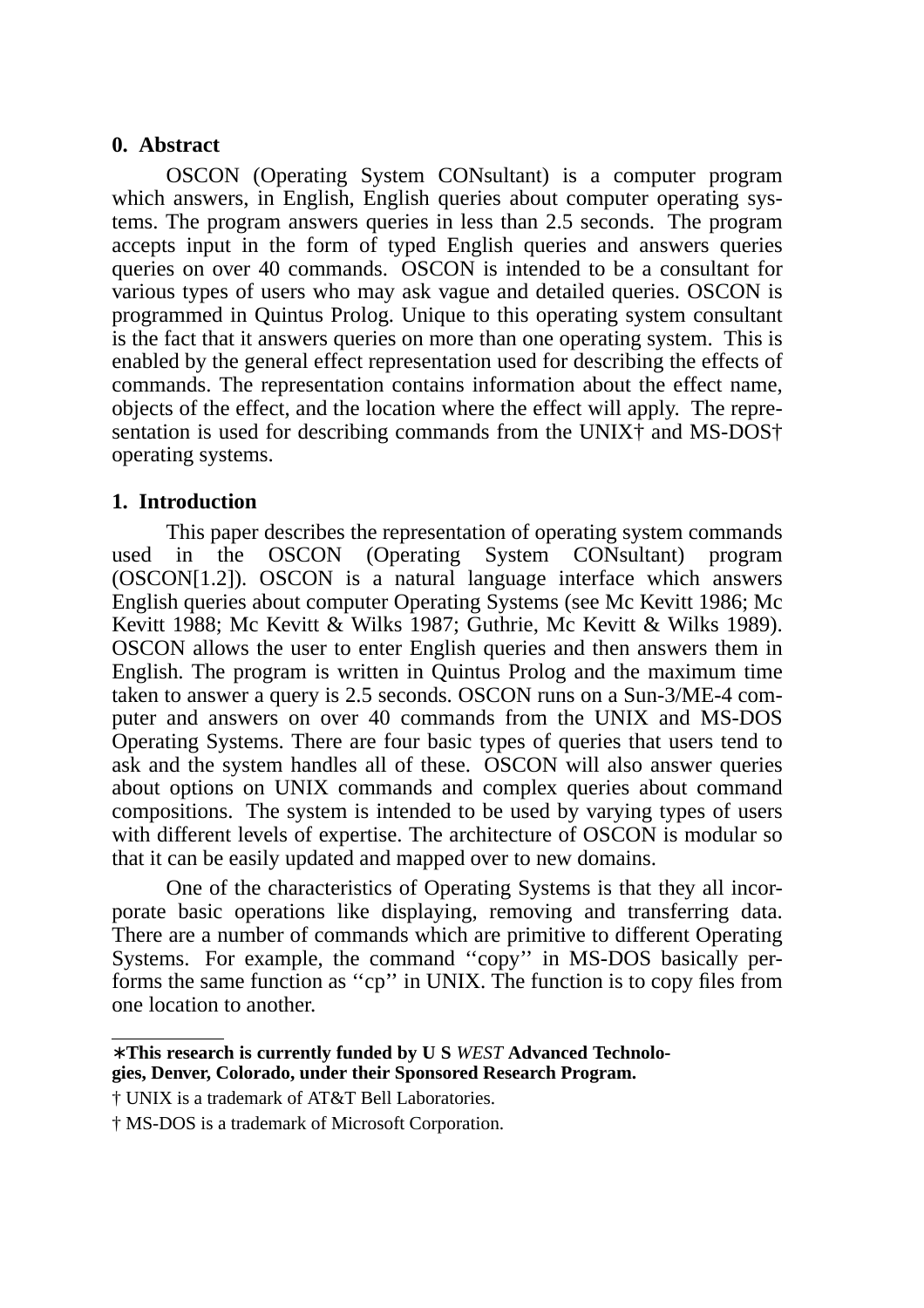## 0. Abstract

OSCON (Operating System CONsultant) is a computer program which answers, in English, English queries about computer operating systems. The program answers queries in less than 2.5 seconds. The program accepts input in the form of typed English queries and answers queries queries on over 40 commands. OSCON is intended to be a consultant for various types of users who may ask vague and detailed queries. OSCON is programmed in Quintus Prolog. Unique to this operating system consultant is the fact that it answers queries on more than one operating system. This is enabled by the general effect representation used for describing the effects of commands. The representation contains information about the effect name, objects of the effect, and the location where the effect will apply. The representation is used for describing commands from the UNIX† and MS-DOS† operating systems.

## 1. Introduction

This paper describes the representation of operating system commands used in the OSCON (Operating System CONsultant) program (OSCON[1.2]). OSCON is a natural language interface which answers English queries about computer Operating Systems (see Mc Kevitt 1986; Mc Kevitt 1988; Mc Kevitt & Wilks 1987; Guthrie, Mc Kevitt & Wilks 1989). OSCON allows the user to enter English queries and then answers them in English. The program is written in Quintus Prolog and the maximum time taken to answer a query is 2.5 seconds. OSCON runs on a Sun-3/ME-4 computer and answers on over 40 commands from the UNIX and MS-DOS Operating Systems. There are four basic types of queries that users tend to ask and the system handles all of these. OSCON will also answer queries about options on UNIX commands and complex queries about command compositions. The system is intended to be used by varying types of users with different levels of expertise. The architecture of OSCON is modular so that it can be easily updated and mapped over to new domains.

One of the characteristics of Operating Systems is that they all incorporate basic operations like displaying, removing and transferring data. There are a number of commands which are primitive to different Operating Systems. For example, the command ‘‘copy’’ in MS-DOS basically performs the same function as ‘‘cp’’ in UNIX. The function is to copy files from one location to another.

---

∗**This research is currently funded by U S *WEST* Advanced Technologies, Denver, Colorado, under their Sponsored Research Program.**

† UNIX is a trademark of AT&T Bell Laboratories.

† MS-DOS is a trademark of Microsoft Corporation.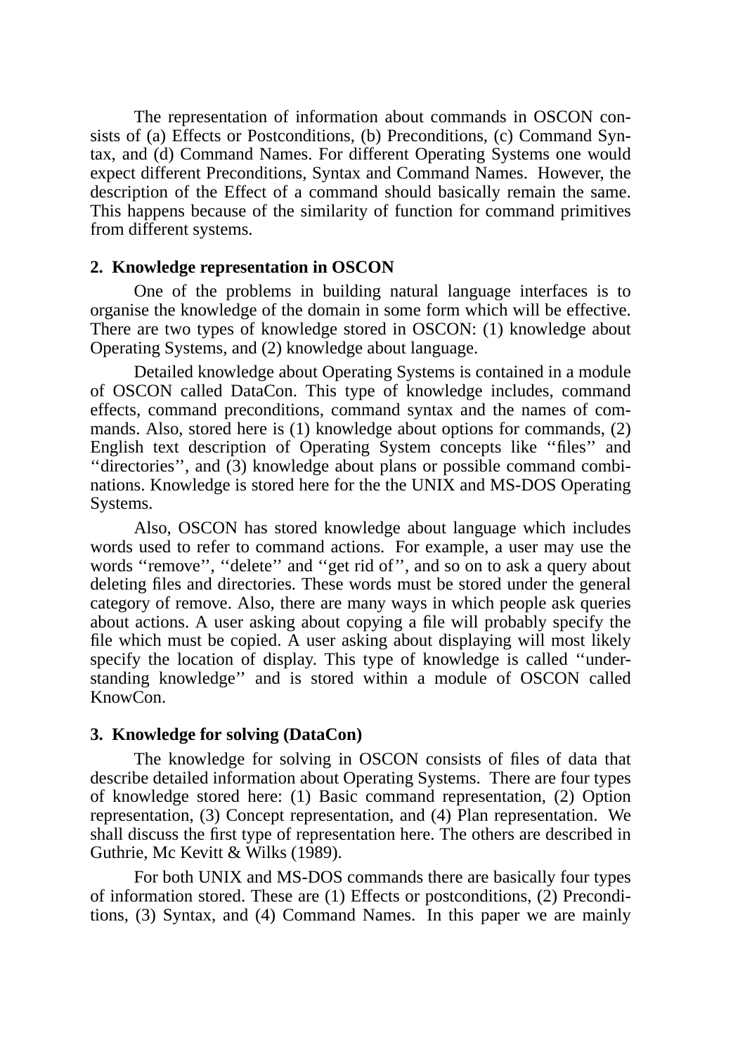The representation of information about commands in OSCON consists of (a) Effects or Postconditions, (b) Preconditions, (c) Command Syntax, and (d) Command Names. For different Operating Systems one would expect different Preconditions, Syntax and Command Names. However, the description of the Effect of a command should basically remain the same. This happens because of the similarity of function for command primitives from different systems.

## 2. Knowledge representation in OSCON

One of the problems in building natural language interfaces is to organise the knowledge of the domain in some form which will be effective. There are two types of knowledge stored in OSCON: (1) knowledge about Operating Systems, and (2) knowledge about language.

Detailed knowledge about Operating Systems is contained in a module of OSCON called DataCon. This type of knowledge includes, command effects, command preconditions, command syntax and the names of commands. Also, stored here is (1) knowledge about options for commands, (2) English text description of Operating System concepts like ''files'' and ''directories'', and (3) knowledge about plans or possible command combinations. Knowledge is stored here for the the UNIX and MS-DOS Operating Systems.

Also, OSCON has stored knowledge about language which includes words used to refer to command actions. For example, a user may use the words ''remove'', ''delete'' and ''get rid of'', and so on to ask a query about deleting files and directories. These words must be stored under the general category of remove. Also, there are many ways in which people ask queries about actions. A user asking about copying a file will probably specify the file which must be copied. A user asking about displaying will most likely specify the location of display. This type of knowledge is called ''understanding knowledge'' and is stored within a module of OSCON called KnowCon.

## 3. Knowledge for solving (DataCon)

The knowledge for solving in OSCON consists of files of data that describe detailed information about Operating Systems. There are four types of knowledge stored here: (1) Basic command representation, (2) Option representation, (3) Concept representation, and (4) Plan representation. We shall discuss the first type of representation here. The others are described in Guthrie, Mc Kevitt & Wilks (1989).

For both UNIX and MS-DOS commands there are basically four types of information stored. These are (1) Effects or postconditions, (2) Preconditions, (3) Syntax, and (4) Command Names. In this paper we are mainly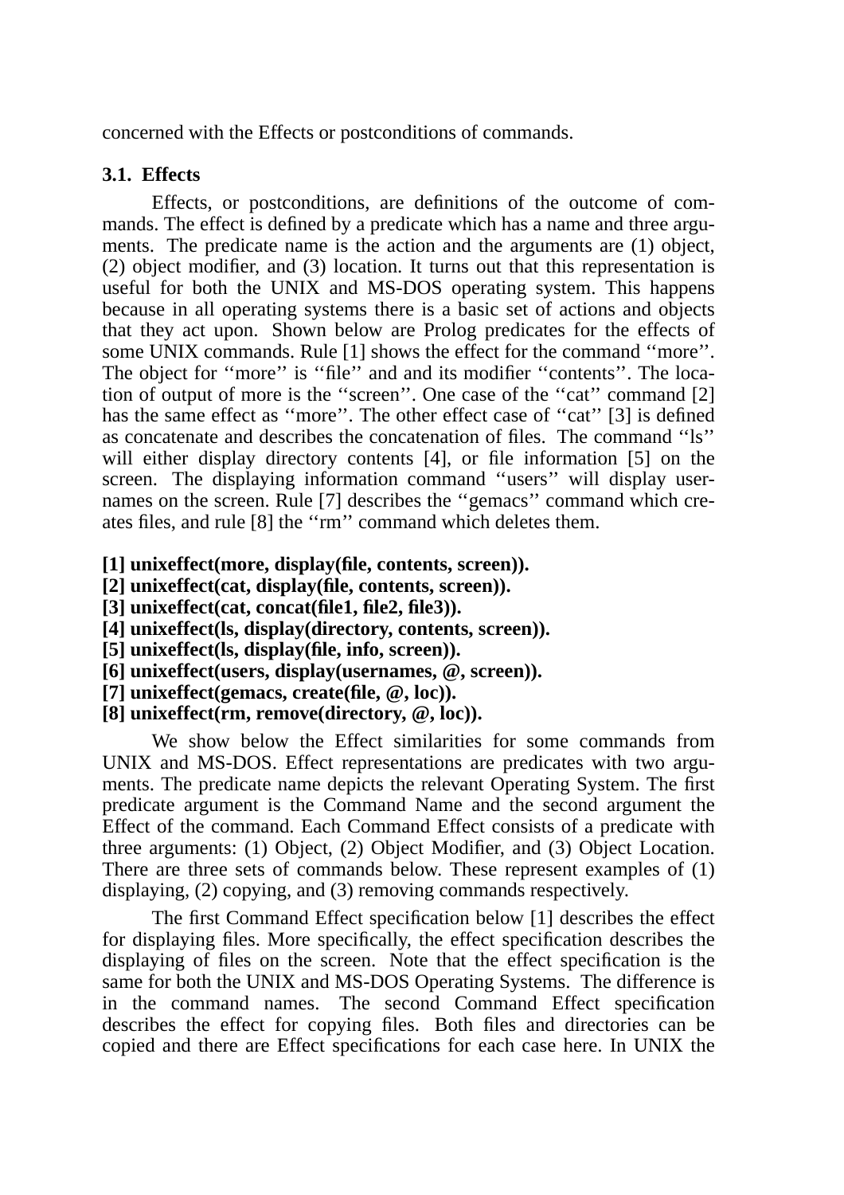concerned with the Effects or postconditions of commands.

### 3.1. Effects

Effects, or postconditions, are definitions of the outcome of commands. The effect is defined by a predicate which has a name and three arguments. The predicate name is the action and the arguments are (1) object, (2) object modifier, and (3) location. It turns out that this representation is useful for both the UNIX and MS-DOS operating system. This happens because in all operating systems there is a basic set of actions and objects that they act upon. Shown below are Prolog predicates for the effects of some UNIX commands. Rule [1] shows the effect for the command ''more''. The object for ''more'' is ''file'' and and its modifier ''contents''. The location of output of more is the ''screen''. One case of the ''cat'' command [2] has the same effect as ''more''. The other effect case of ''cat'' [3] is defined as concatenate and describes the concatenation of files. The command ''ls'' will either display directory contents [4], or file information [5] on the screen. The displaying information command ''users'' will display usernames on the screen. Rule [7] describes the ''gemacs'' command which creates files, and rule [8] the ''rm'' command which deletes them.

**[1] unixeffect(more, display(file, contents, screen)).**
**[2] unixeffect(cat, display(file, contents, screen)).**
**[3] unixeffect(cat, concat(file1, file2, file3)).**
**[4] unixeffect(ls, display(directory, contents, screen)).**
**[5] unixeffect(ls, display(file, info, screen)).**
**[6] unixeffect(users, display(usernames, @, screen)).**
**[7] unixeffect(gemacs, create(file, @, loc)).**
**[8] unixeffect(rm, remove(directory, @, loc)).**

We show below the Effect similarities for some commands from UNIX and MS-DOS. Effect representations are predicates with two arguments. The predicate name depicts the relevant Operating System. The first predicate argument is the Command Name and the second argument the Effect of the command. Each Command Effect consists of a predicate with three arguments: (1) Object, (2) Object Modifier, and (3) Object Location. There are three sets of commands below. These represent examples of (1) displaying, (2) copying, and (3) removing commands respectively.

The first Command Effect specification below [1] describes the effect for displaying files. More specifically, the effect specification describes the displaying of files on the screen. Note that the effect specification is the same for both the UNIX and MS-DOS Operating Systems. The difference is in the command names. The second Command Effect specification describes the effect for copying files. Both files and directories can be copied and there are Effect specifications for each case here. In UNIX the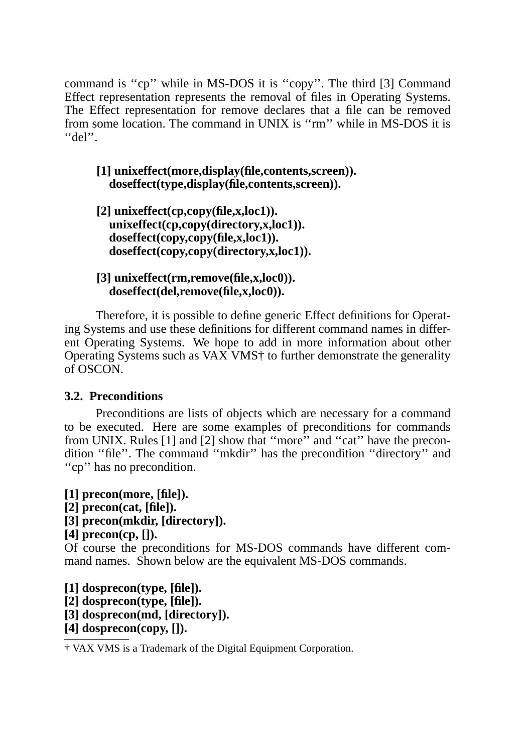command is ''cp'' while in MS-DOS it is ''copy''. The third [3] Command Effect representation represents the removal of files in Operating Systems. The Effect representation for remove declares that a file can be removed from some location. The command in UNIX is ''rm'' while in MS-DOS it is ''del''.

**[1] unixeffect(more,display(file,contents,screen)).**
**doseffect(type,display(file,contents,screen)).**

**[2] unixeffect(cp,copy(file,x,loc1)).**
**unixeffect(cp,copy(directory,x,loc1)).**
**doseffect(copy,copy(file,x,loc1)).**
**doseffect(copy,copy(directory,x,loc1)).**

**[3] unixeffect(rm,remove(file,x,loc0)).**
**doseffect(del,remove(file,x,loc0)).**

Therefore, it is possible to define generic Effect definitions for Operating Systems and use these definitions for different command names in different Operating Systems. We hope to add in more information about other Operating Systems such as VAX VMS† to further demonstrate the generality of OSCON.

### 3.2. Preconditions

Preconditions are lists of objects which are necessary for a command to be executed. Here are some examples of preconditions for commands from UNIX. Rules [1] and [2] show that ''more'' and ''cat'' have the precondition ''file''. The command ''mkdir'' has the precondition ''directory'' and ''cp'' has no precondition.

**[1] precon(more, [file]).**
**[2] precon(cat, [file]).**
**[3] precon(mkdir, [directory]).**
**[4] precon(cp, []).**

Of course the preconditions for MS-DOS commands have different command names. Shown below are the equivalent MS-DOS commands.

**[1] dosprecon(type, [file]).**
**[2] dosprecon(type, [file]).**
**[3] dosprecon(md, [directory]).**
**[4] dosprecon(copy, []).**

† VAX VMS is a Trademark of the Digital Equipment Corporation.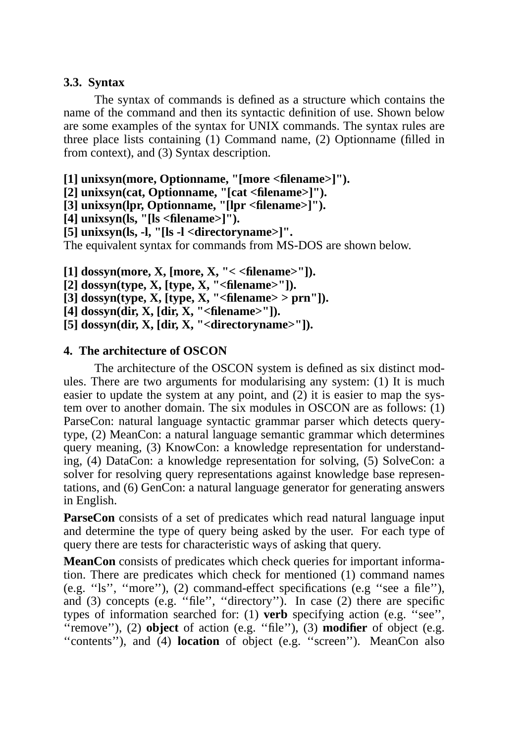### 3.3. Syntax

The syntax of commands is defined as a structure which contains the name of the command and then its syntactic definition of use. Shown below are some examples of the syntax for UNIX commands. The syntax rules are three place lists containing (1) Command name, (2) Optionname (filled in from context), and (3) Syntax description.

**[1] unixsyn(more, Optionname, "[more <filename>]").**
**[2] unixsyn(cat, Optionname, "[cat <filename>]").**
**[3] unixsyn(lpr, Optionname, "[lpr <filename>]").**
**[4] unixsyn(ls, "[ls <filename>]").**
**[5] unixsyn(ls, -l, "[ls -l <directoryname>]".**
The equivalent syntax for commands from MS-DOS are shown below.

**[1] dossyn(more, X, [more, X, "< <filename>"]).**
**[2] dossyn(type, X, [type, X, "<filename>"]).**
**[3] dossyn(type, X, [type, X, "<filename> > prn"]).**
**[4] dossyn(dir, X, [dir, X, "<filename>"]).**
**[5] dossyn(dir, X, [dir, X, "<directoryname>"]).**

## 4. The architecture of OSCON

The architecture of the OSCON system is defined as six distinct modules. There are two arguments for modularising any system: (1) It is much easier to update the system at any point, and (2) it is easier to map the system over to another domain. The six modules in OSCON are as follows: (1) ParseCon: natural language syntactic grammar parser which detects query-type, (2) MeanCon: a natural language semantic grammar which determines query meaning, (3) KnowCon: a knowledge representation for understanding, (4) DataCon: a knowledge representation for solving, (5) SolveCon: a solver for resolving query representations against knowledge base representations, and (6) GenCon: a natural language generator for generating answers in English.

**ParseCon** consists of a set of predicates which read natural language input and determine the type of query being asked by the user. For each type of query there are tests for characteristic ways of asking that query.

**MeanCon** consists of predicates which check queries for important information. There are predicates which check for mentioned (1) command names (e.g. ''ls'', ''more''), (2) command-effect specifications (e.g ''see a file''), and (3) concepts (e.g. ''file'', ''directory''). In case (2) there are specific types of information searched for: (1) **verb** specifying action (e.g. ''see'', ''remove''), (2) **object** of action (e.g. ''file''), (3) **modifier** of object (e.g. ''contents''), and (4) **location** of object (e.g. ''screen''). MeanCon also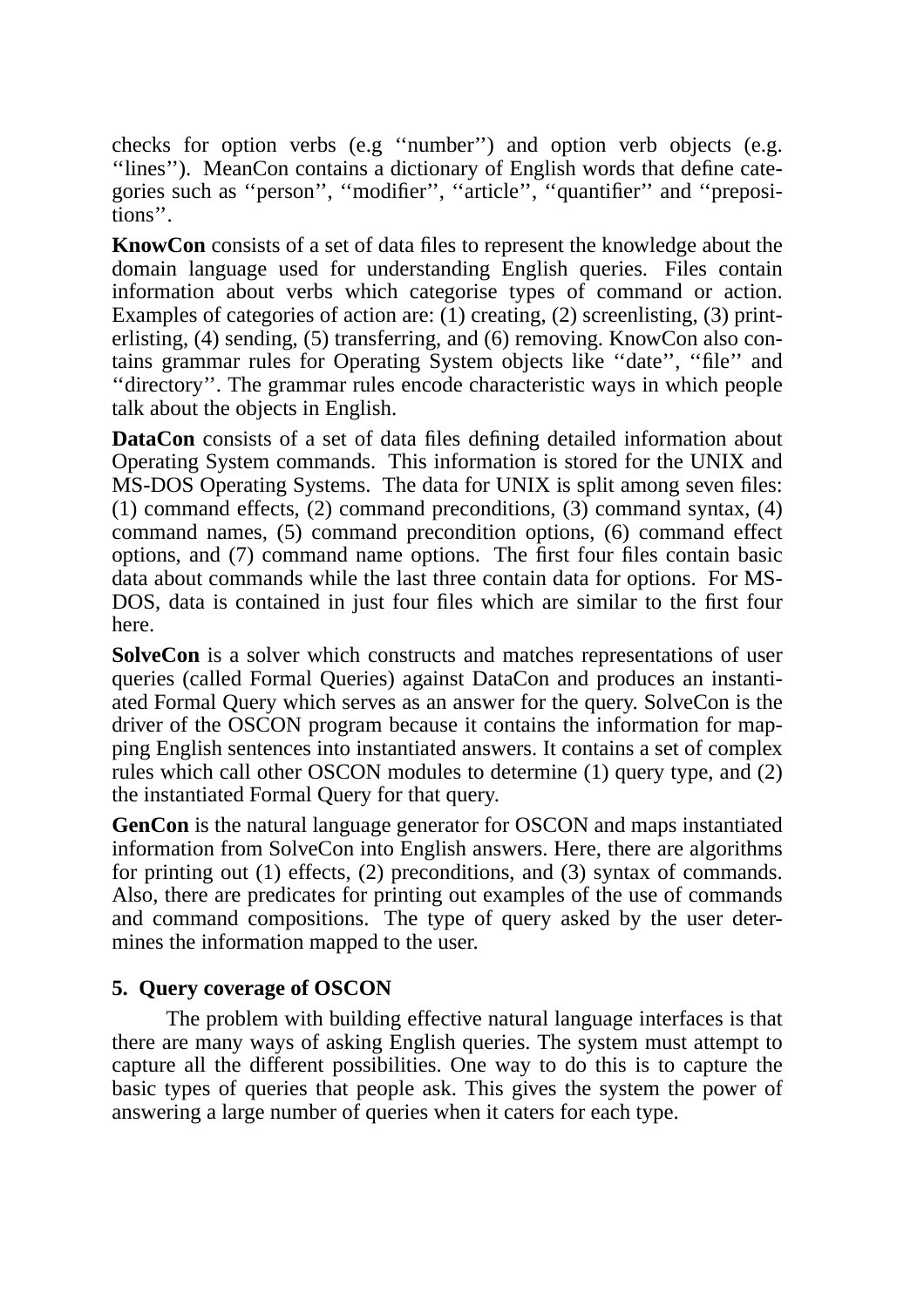checks for option verbs (e.g ''number'') and option verb objects (e.g. ''lines''). MeanCon contains a dictionary of English words that define categories such as ''person'', ''modifier'', ''article'', ''quantifier'' and ''prepositions''.

**KnowCon** consists of a set of data files to represent the knowledge about the domain language used for understanding English queries. Files contain information about verbs which categorise types of command or action. Examples of categories of action are: (1) creating, (2) screenlisting, (3) printerlisting, (4) sending, (5) transferring, and (6) removing. KnowCon also contains grammar rules for Operating System objects like ''date'', ''file'' and ''directory''. The grammar rules encode characteristic ways in which people talk about the objects in English.

**DataCon** consists of a set of data files defining detailed information about Operating System commands. This information is stored for the UNIX and MS-DOS Operating Systems. The data for UNIX is split among seven files: (1) command effects, (2) command preconditions, (3) command syntax, (4) command names, (5) command precondition options, (6) command effect options, and (7) command name options. The first four files contain basic data about commands while the last three contain data for options. For MS-DOS, data is contained in just four files which are similar to the first four here.

**SolveCon** is a solver which constructs and matches representations of user queries (called Formal Queries) against DataCon and produces an instantiated Formal Query which serves as an answer for the query. SolveCon is the driver of the OSCON program because it contains the information for mapping English sentences into instantiated answers. It contains a set of complex rules which call other OSCON modules to determine (1) query type, and (2) the instantiated Formal Query for that query.

**GenCon** is the natural language generator for OSCON and maps instantiated information from SolveCon into English answers. Here, there are algorithms for printing out (1) effects, (2) preconditions, and (3) syntax of commands. Also, there are predicates for printing out examples of the use of commands and command compositions. The type of query asked by the user determines the information mapped to the user.

## 5. Query coverage of OSCON

The problem with building effective natural language interfaces is that there are many ways of asking English queries. The system must attempt to capture all the different possibilities. One way to do this is to capture the basic types of queries that people ask. This gives the system the power of answering a large number of queries when it caters for each type.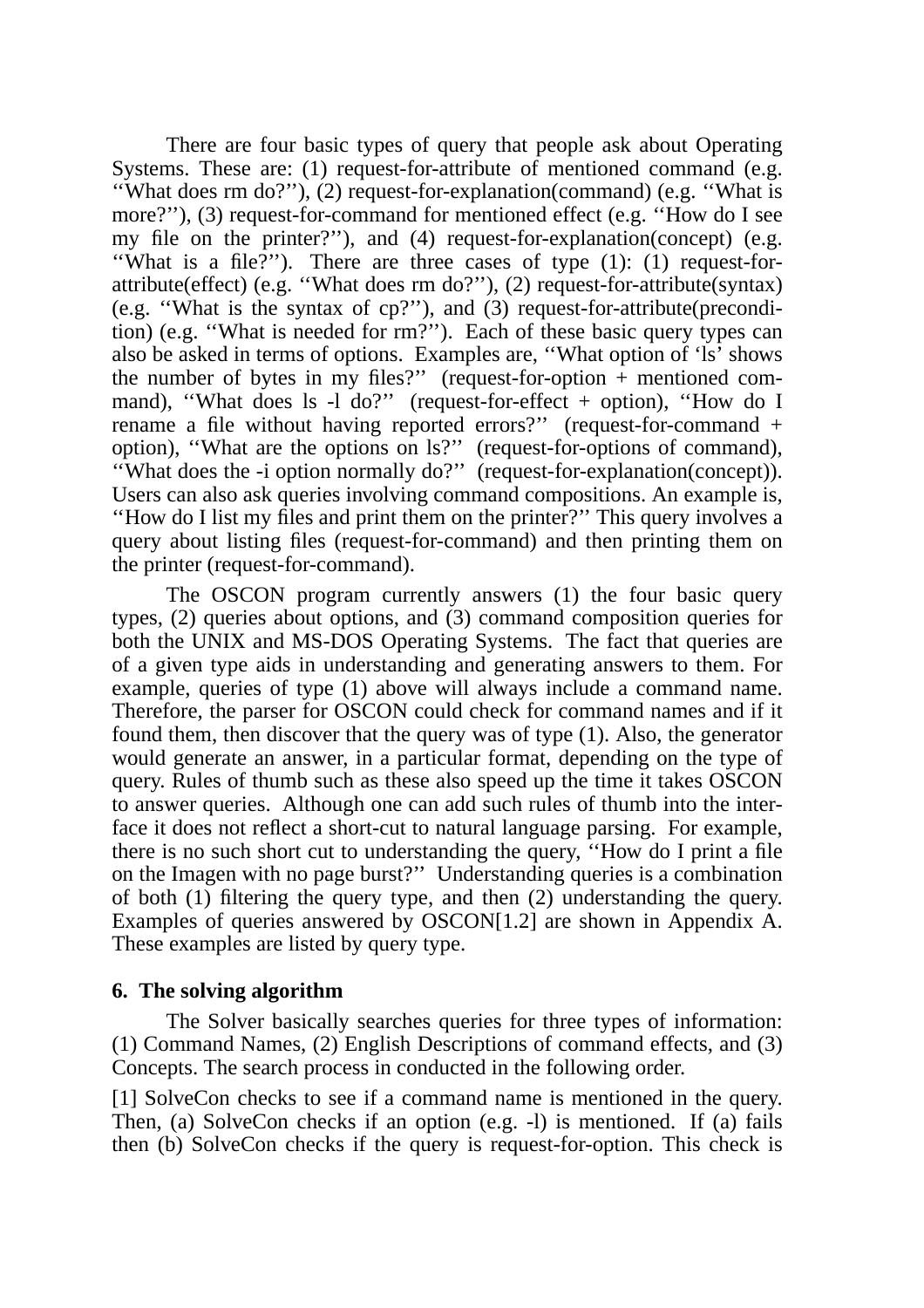There are four basic types of query that people ask about Operating Systems. These are: (1) request-for-attribute of mentioned command (e.g. ''What does rm do?''), (2) request-for-explanation(command) (e.g. ''What is more?''), (3) request-for-command for mentioned effect (e.g. ''How do I see my file on the printer?''), and (4) request-for-explanation(concept) (e.g. ''What is a file?''). There are three cases of type (1): (1) request-for-attribute(effect) (e.g. ''What does rm do?''), (2) request-for-attribute(syntax) (e.g. ''What is the syntax of cp?''), and (3) request-for-attribute(precondition) (e.g. ''What is needed for rm?''). Each of these basic query types can also be asked in terms of options. Examples are, ''What option of 'ls' shows the number of bytes in my files?'' (request-for-option + mentioned command), ''What does ls -l do?'' (request-for-effect + option), ''How do I rename a file without having reported errors?'' (request-for-command + option), ''What are the options on ls?'' (request-for-options of command), ''What does the -i option normally do?'' (request-for-explanation(concept)). Users can also ask queries involving command compositions. An example is, ''How do I list my files and print them on the printer?'' This query involves a query about listing files (request-for-command) and then printing them on the printer (request-for-command).

The OSCON program currently answers (1) the four basic query types, (2) queries about options, and (3) command composition queries for both the UNIX and MS-DOS Operating Systems. The fact that queries are of a given type aids in understanding and generating answers to them. For example, queries of type (1) above will always include a command name. Therefore, the parser for OSCON could check for command names and if it found them, then discover that the query was of type (1). Also, the generator would generate an answer, in a particular format, depending on the type of query. Rules of thumb such as these also speed up the time it takes OSCON to answer queries. Although one can add such rules of thumb into the interface it does not reflect a short-cut to natural language parsing. For example, there is no such short cut to understanding the query, ''How do I print a file on the Imagen with no page burst?'' Understanding queries is a combination of both (1) filtering the query type, and then (2) understanding the query. Examples of queries answered by OSCON[1.2] are shown in Appendix A. These examples are listed by query type.

## 6. The solving algorithm

The Solver basically searches queries for three types of information: (1) Command Names, (2) English Descriptions of command effects, and (3) Concepts. The search process in conducted in the following order.

[1] SolveCon checks to see if a command name is mentioned in the query. Then, (a) SolveCon checks if an option (e.g. -l) is mentioned. If (a) fails then (b) SolveCon checks if the query is request-for-option. This check is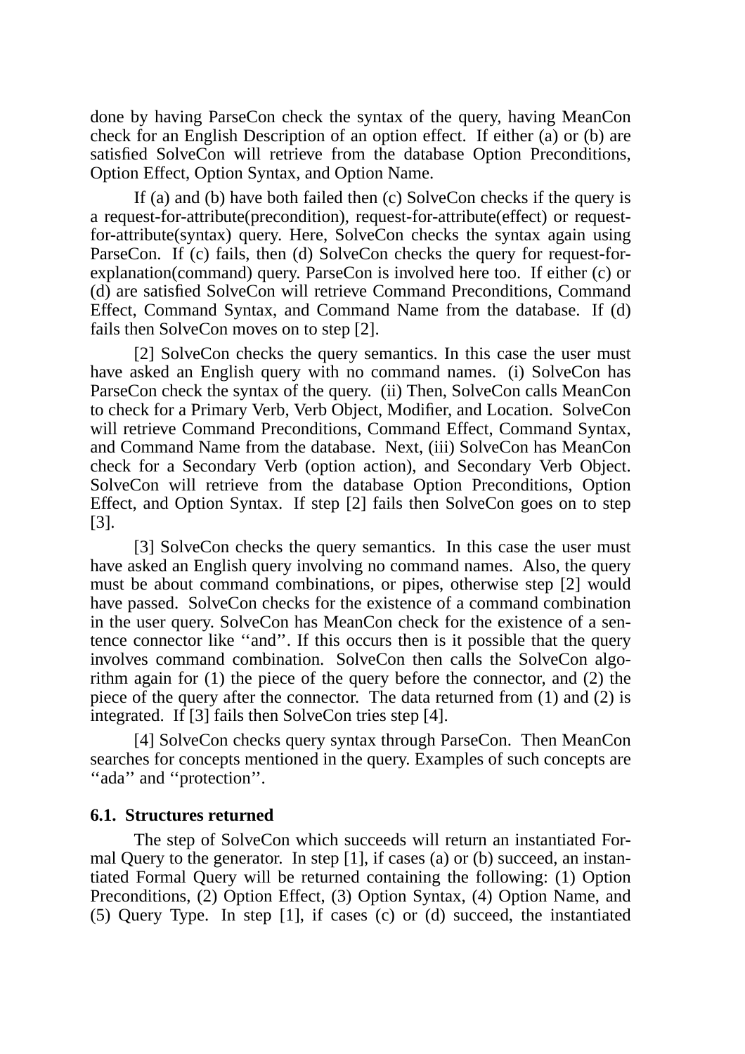done by having ParseCon check the syntax of the query, having MeanCon check for an English Description of an option effect. If either (a) or (b) are satisfied SolveCon will retrieve from the database Option Preconditions, Option Effect, Option Syntax, and Option Name.

If (a) and (b) have both failed then (c) SolveCon checks if the query is a request-for-attribute(precondition), request-for-attribute(effect) or request-for-attribute(syntax) query. Here, SolveCon checks the syntax again using ParseCon. If (c) fails, then (d) SolveCon checks the query for request-for-explanation(command) query. ParseCon is involved here too. If either (c) or (d) are satisfied SolveCon will retrieve Command Preconditions, Command Effect, Command Syntax, and Command Name from the database. If (d) fails then SolveCon moves on to step [2].

[2] SolveCon checks the query semantics. In this case the user must have asked an English query with no command names. (i) SolveCon has ParseCon check the syntax of the query. (ii) Then, SolveCon calls MeanCon to check for a Primary Verb, Verb Object, Modifier, and Location. SolveCon will retrieve Command Preconditions, Command Effect, Command Syntax, and Command Name from the database. Next, (iii) SolveCon has MeanCon check for a Secondary Verb (option action), and Secondary Verb Object. SolveCon will retrieve from the database Option Preconditions, Option Effect, and Option Syntax. If step [2] fails then SolveCon goes on to step [3].

[3] SolveCon checks the query semantics. In this case the user must have asked an English query involving no command names. Also, the query must be about command combinations, or pipes, otherwise step [2] would have passed. SolveCon checks for the existence of a command combination in the user query. SolveCon has MeanCon check for the existence of a sentence connector like ‘‘and’’. If this occurs then is it possible that the query involves command combination. SolveCon then calls the SolveCon algorithm again for (1) the piece of the query before the connector, and (2) the piece of the query after the connector. The data returned from (1) and (2) is integrated. If [3] fails then SolveCon tries step [4].

[4] SolveCon checks query syntax through ParseCon. Then MeanCon searches for concepts mentioned in the query. Examples of such concepts are ‘‘ada’’ and ‘‘protection’’.

### 6.1. Structures returned

The step of SolveCon which succeeds will return an instantiated Formal Query to the generator. In step [1], if cases (a) or (b) succeed, an instantiated Formal Query will be returned containing the following: (1) Option Preconditions, (2) Option Effect, (3) Option Syntax, (4) Option Name, and (5) Query Type. In step [1], if cases (c) or (d) succeed, the instantiated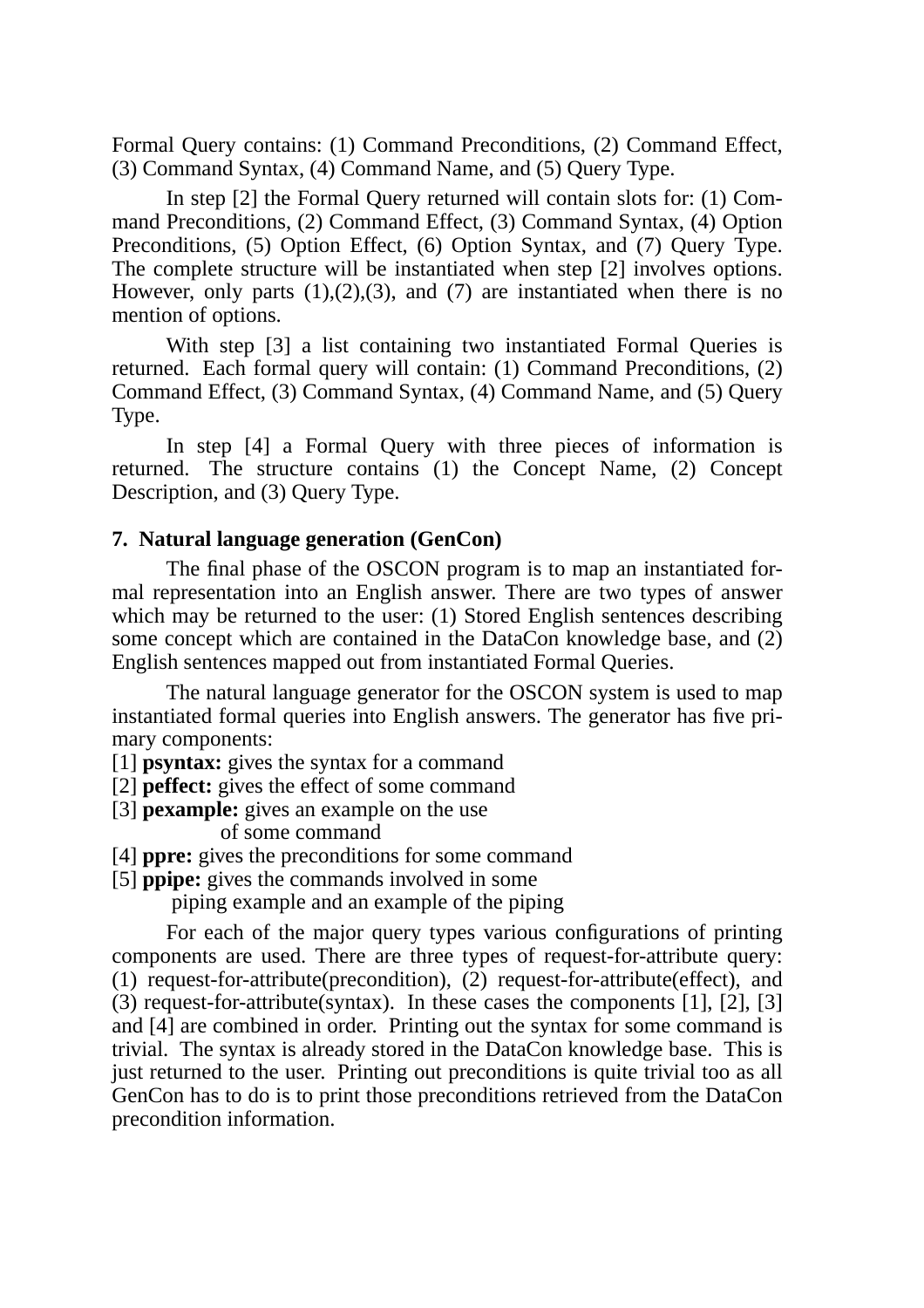Formal Query contains: (1) Command Preconditions, (2) Command Effect, (3) Command Syntax, (4) Command Name, and (5) Query Type.

In step [2] the Formal Query returned will contain slots for: (1) Command Preconditions, (2) Command Effect, (3) Command Syntax, (4) Option Preconditions, (5) Option Effect, (6) Option Syntax, and (7) Query Type. The complete structure will be instantiated when step [2] involves options. However, only parts (1),(2),(3), and (7) are instantiated when there is no mention of options.

With step [3] a list containing two instantiated Formal Queries is returned. Each formal query will contain: (1) Command Preconditions, (2) Command Effect, (3) Command Syntax, (4) Command Name, and (5) Query Type.

In step [4] a Formal Query with three pieces of information is returned. The structure contains (1) the Concept Name, (2) Concept Description, and (3) Query Type.

## 7. Natural language generation (GenCon)

The final phase of the OSCON program is to map an instantiated formal representation into an English answer. There are two types of answer which may be returned to the user: (1) Stored English sentences describing some concept which are contained in the DataCon knowledge base, and (2) English sentences mapped out from instantiated Formal Queries.

The natural language generator for the OSCON system is used to map instantiated formal queries into English answers. The generator has five primary components:

[1] **psyntax:** gives the syntax for a command
[2] **peffect:** gives the effect of some command
[3] **pexample:** gives an example on the use of some command
[4] **ppre:** gives the preconditions for some command
[5] **ppipe:** gives the commands involved in some piping example and an example of the piping

For each of the major query types various configurations of printing components are used. There are three types of request-for-attribute query: (1) request-for-attribute(precondition), (2) request-for-attribute(effect), and (3) request-for-attribute(syntax). In these cases the components [1], [2], [3] and [4] are combined in order. Printing out the syntax for some command is trivial. The syntax is already stored in the DataCon knowledge base. This is just returned to the user. Printing out preconditions is quite trivial too as all GenCon has to do is to print those preconditions retrieved from the DataCon precondition information.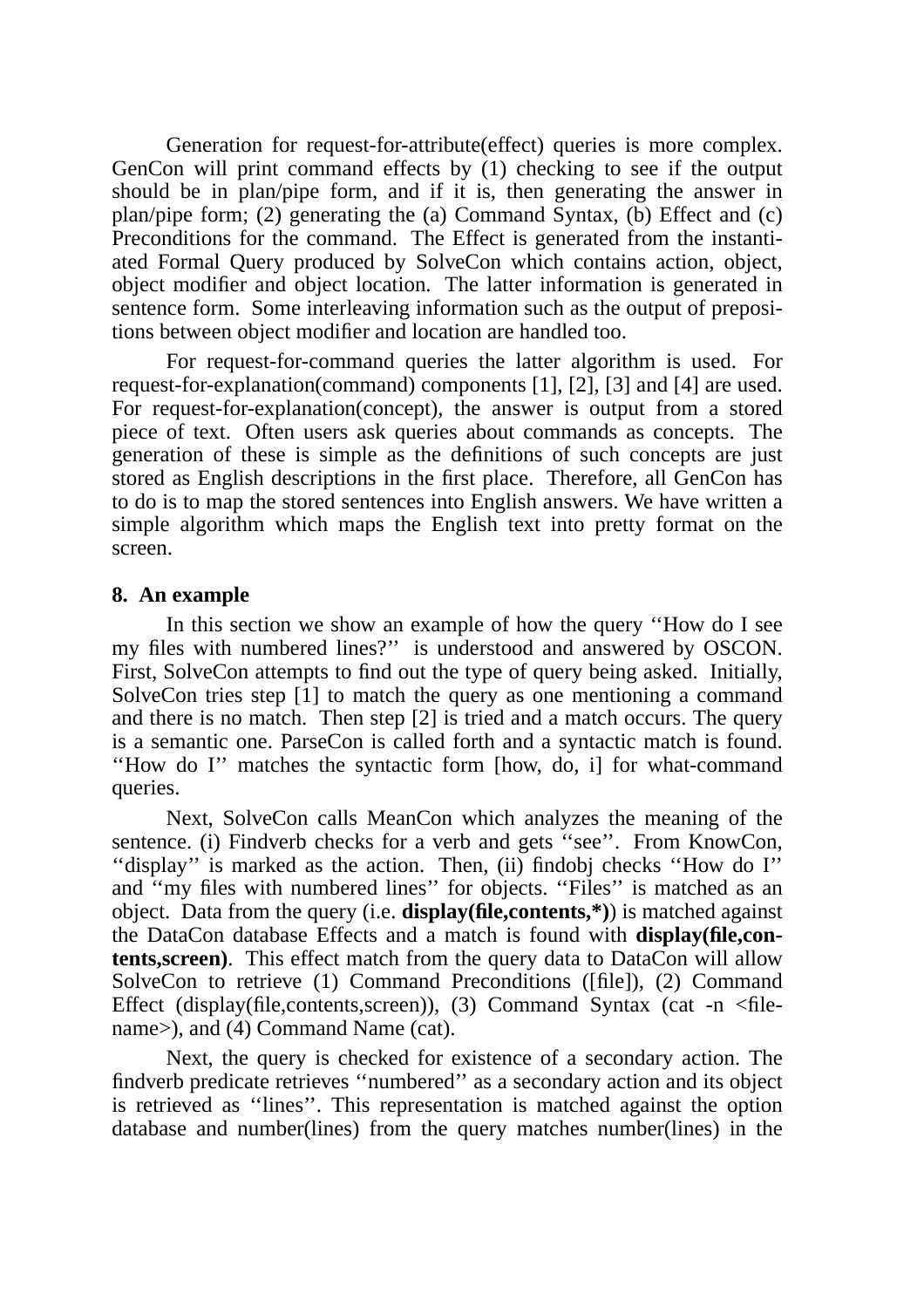Generation for request-for-attribute(effect) queries is more complex. GenCon will print command effects by (1) checking to see if the output should be in plan/pipe form, and if it is, then generating the answer in plan/pipe form; (2) generating the (a) Command Syntax, (b) Effect and (c) Preconditions for the command. The Effect is generated from the instantiated Formal Query produced by SolveCon which contains action, object, object modifier and object location. The latter information is generated in sentence form. Some interleaving information such as the output of prepositions between object modifier and location are handled too.

For request-for-command queries the latter algorithm is used. For request-for-explanation(command) components [1], [2], [3] and [4] are used. For request-for-explanation(concept), the answer is output from a stored piece of text. Often users ask queries about commands as concepts. The generation of these is simple as the definitions of such concepts are just stored as English descriptions in the first place. Therefore, all GenCon has to do is to map the stored sentences into English answers. We have written a simple algorithm which maps the English text into pretty format on the screen.

## 8. An example

In this section we show an example of how the query ''How do I see my files with numbered lines?'' is understood and answered by OSCON. First, SolveCon attempts to find out the type of query being asked. Initially, SolveCon tries step [1] to match the query as one mentioning a command and there is no match. Then step [2] is tried and a match occurs. The query is a semantic one. ParseCon is called forth and a syntactic match is found. ''How do I'' matches the syntactic form [how, do, i] for what-command queries.

Next, SolveCon calls MeanCon which analyzes the meaning of the sentence. (i) Findverb checks for a verb and gets ''see''. From KnowCon, ''display'' is marked as the action. Then, (ii) findobj checks ''How do I'' and ''my files with numbered lines'' for objects. ''Files'' is matched as an object. Data from the query (i.e. **display(file,contents,*)**) is matched against the DataCon database Effects and a match is found with **display(file,contents,screen)**. This effect match from the query data to DataCon will allow SolveCon to retrieve (1) Command Preconditions ([file]), (2) Command Effect (display(file,contents,screen)), (3) Command Syntax (cat -n <filename>), and (4) Command Name (cat).

Next, the query is checked for existence of a secondary action. The findverb predicate retrieves ''numbered'' as a secondary action and its object is retrieved as ''lines''. This representation is matched against the option database and number(lines) from the query matches number(lines) in the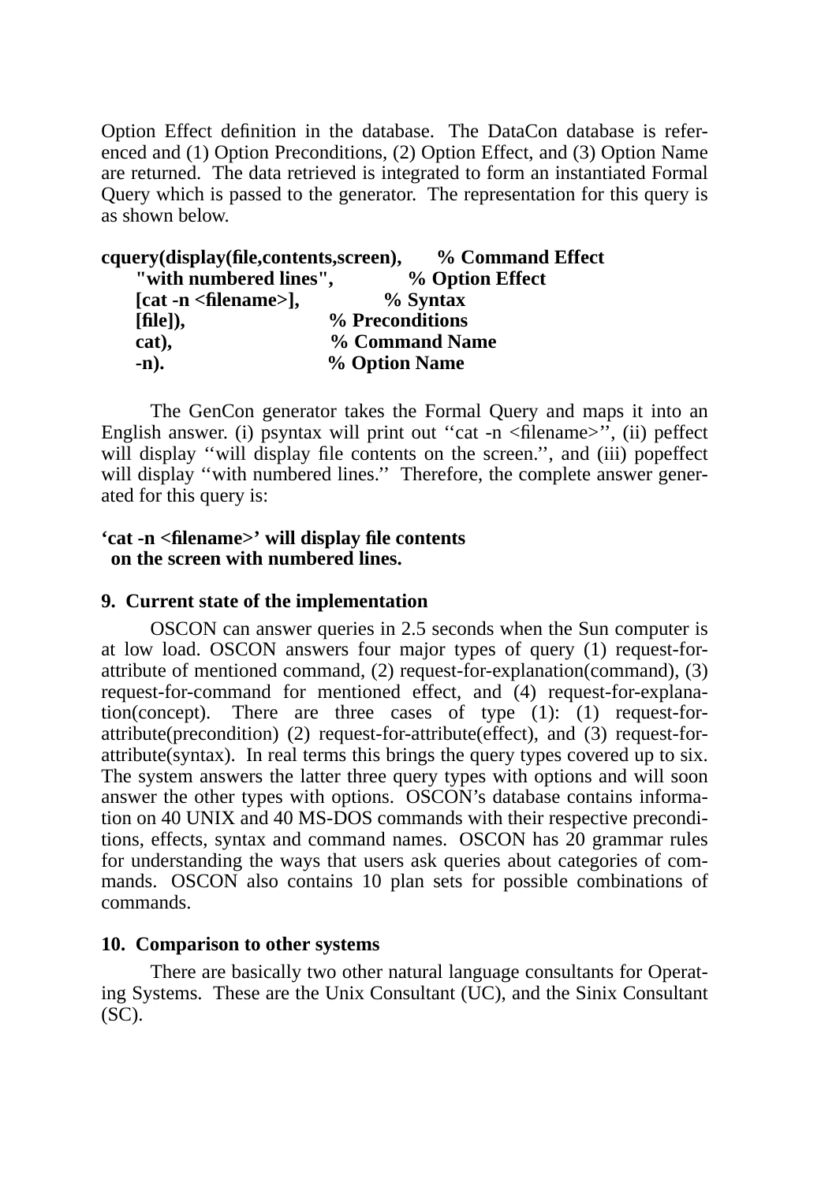Option Effect definition in the database. The DataCon database is referenced and (1) Option Preconditions, (2) Option Effect, and (3) Option Name are returned. The data retrieved is integrated to form an instantiated Formal Query which is passed to the generator. The representation for this query is as shown below.

```
cquery(display(file,contents,screen),     % Command Effect
    "with numbered lines",                % Option Effect
    [cat -n <filename>],                  % Syntax
    [file]),                              % Preconditions
    cat),                                 % Command Name
    -n).                                  % Option Name
```

The GenCon generator takes the Formal Query and maps it into an English answer. (i) psyntax will print out ‘‘cat -n <filename>’’, (ii) peffect will display ‘‘will display file contents on the screen.’’, and (iii) popeffect will display ‘‘with numbered lines.’’ Therefore, the complete answer generated for this query is:

**‘cat -n <filename>’ will display file contents on the screen with numbered lines.**

## 9. Current state of the implementation

OSCON can answer queries in 2.5 seconds when the Sun computer is at low load. OSCON answers four major types of query (1) request-for-attribute of mentioned command, (2) request-for-explanation(command), (3) request-for-command for mentioned effect, and (4) request-for-explanation(concept). There are three cases of type (1): (1) request-for-attribute(precondition) (2) request-for-attribute(effect), and (3) request-for-attribute(syntax). In real terms this brings the query types covered up to six. The system answers the latter three query types with options and will soon answer the other types with options. OSCON's database contains information on 40 UNIX and 40 MS-DOS commands with their respective preconditions, effects, syntax and command names. OSCON has 20 grammar rules for understanding the ways that users ask queries about categories of commands. OSCON also contains 10 plan sets for possible combinations of commands.

## 10. Comparison to other systems

There are basically two other natural language consultants for Operating Systems. These are the Unix Consultant (UC), and the Sinix Consultant (SC).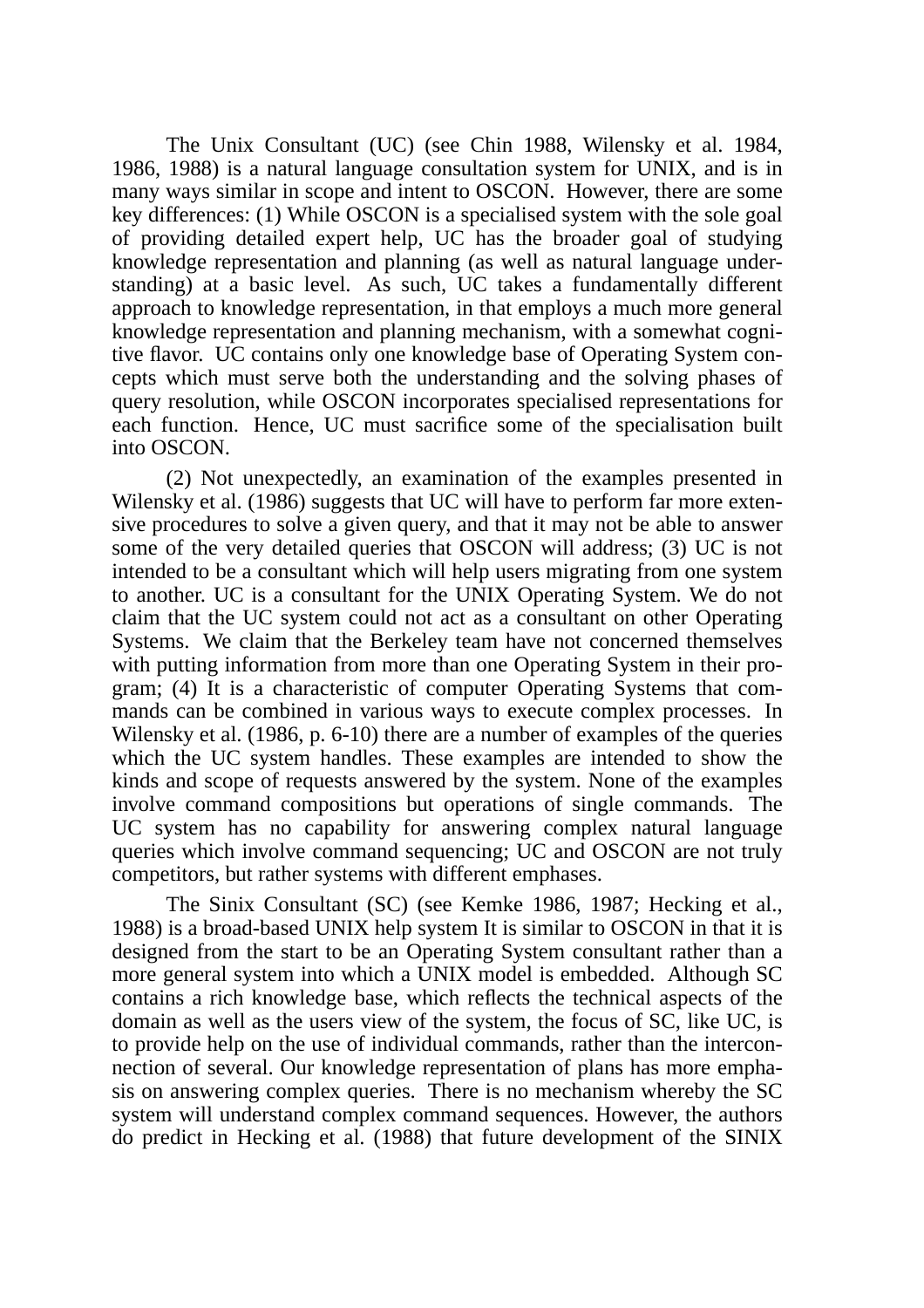The Unix Consultant (UC) (see Chin 1988, Wilensky et al. 1984, 1986, 1988) is a natural language consultation system for UNIX, and is in many ways similar in scope and intent to OSCON. However, there are some key differences: (1) While OSCON is a specialised system with the sole goal of providing detailed expert help, UC has the broader goal of studying knowledge representation and planning (as well as natural language understanding) at a basic level. As such, UC takes a fundamentally different approach to knowledge representation, in that employs a much more general knowledge representation and planning mechanism, with a somewhat cognitive flavor. UC contains only one knowledge base of Operating System concepts which must serve both the understanding and the solving phases of query resolution, while OSCON incorporates specialised representations for each function. Hence, UC must sacrifice some of the specialisation built into OSCON.

(2) Not unexpectedly, an examination of the examples presented in Wilensky et al. (1986) suggests that UC will have to perform far more extensive procedures to solve a given query, and that it may not be able to answer some of the very detailed queries that OSCON will address; (3) UC is not intended to be a consultant which will help users migrating from one system to another. UC is a consultant for the UNIX Operating System. We do not claim that the UC system could not act as a consultant on other Operating Systems. We claim that the Berkeley team have not concerned themselves with putting information from more than one Operating System in their program; (4) It is a characteristic of computer Operating Systems that commands can be combined in various ways to execute complex processes. In Wilensky et al. (1986, p. 6-10) there are a number of examples of the queries which the UC system handles. These examples are intended to show the kinds and scope of requests answered by the system. None of the examples involve command compositions but operations of single commands. The UC system has no capability for answering complex natural language queries which involve command sequencing; UC and OSCON are not truly competitors, but rather systems with different emphases.

The Sinix Consultant (SC) (see Kemke 1986, 1987; Hecking et al., 1988) is a broad-based UNIX help system It is similar to OSCON in that it is designed from the start to be an Operating System consultant rather than a more general system into which a UNIX model is embedded. Although SC contains a rich knowledge base, which reflects the technical aspects of the domain as well as the users view of the system, the focus of SC, like UC, is to provide help on the use of individual commands, rather than the interconnection of several. Our knowledge representation of plans has more emphasis on answering complex queries. There is no mechanism whereby the SC system will understand complex command sequences. However, the authors do predict in Hecking et al. (1988) that future development of the SINIX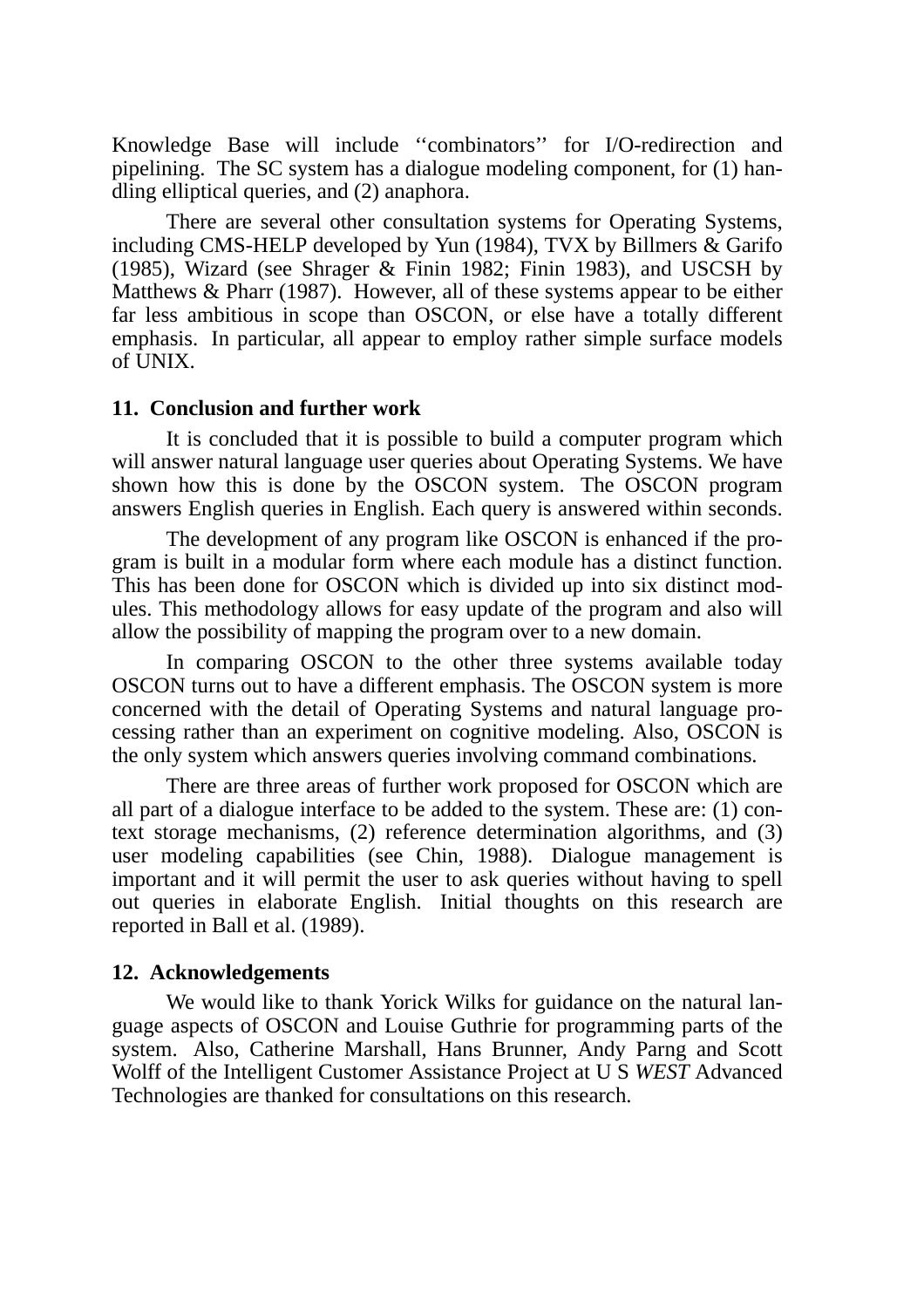Knowledge Base will include ‘‘combinators’’ for I/O-redirection and pipelining. The SC system has a dialogue modeling component, for (1) handling elliptical queries, and (2) anaphora.

There are several other consultation systems for Operating Systems, including CMS-HELP developed by Yun (1984), TVX by Billmers & Garifo (1985), Wizard (see Shrager & Finin 1982; Finin 1983), and USCSH by Matthews & Pharr (1987). However, all of these systems appear to be either far less ambitious in scope than OSCON, or else have a totally different emphasis. In particular, all appear to employ rather simple surface models of UNIX.

## 11. Conclusion and further work

It is concluded that it is possible to build a computer program which will answer natural language user queries about Operating Systems. We have shown how this is done by the OSCON system. The OSCON program answers English queries in English. Each query is answered within seconds.

The development of any program like OSCON is enhanced if the program is built in a modular form where each module has a distinct function. This has been done for OSCON which is divided up into six distinct modules. This methodology allows for easy update of the program and also will allow the possibility of mapping the program over to a new domain.

In comparing OSCON to the other three systems available today OSCON turns out to have a different emphasis. The OSCON system is more concerned with the detail of Operating Systems and natural language processing rather than an experiment on cognitive modeling. Also, OSCON is the only system which answers queries involving command combinations.

There are three areas of further work proposed for OSCON which are all part of a dialogue interface to be added to the system. These are: (1) context storage mechanisms, (2) reference determination algorithms, and (3) user modeling capabilities (see Chin, 1988). Dialogue management is important and it will permit the user to ask queries without having to spell out queries in elaborate English. Initial thoughts on this research are reported in Ball et al. (1989).

## 12. Acknowledgements

We would like to thank Yorick Wilks for guidance on the natural language aspects of OSCON and Louise Guthrie for programming parts of the system. Also, Catherine Marshall, Hans Brunner, Andy Parng and Scott Wolff of the Intelligent Customer Assistance Project at U S *WEST* Advanced Technologies are thanked for consultations on this research.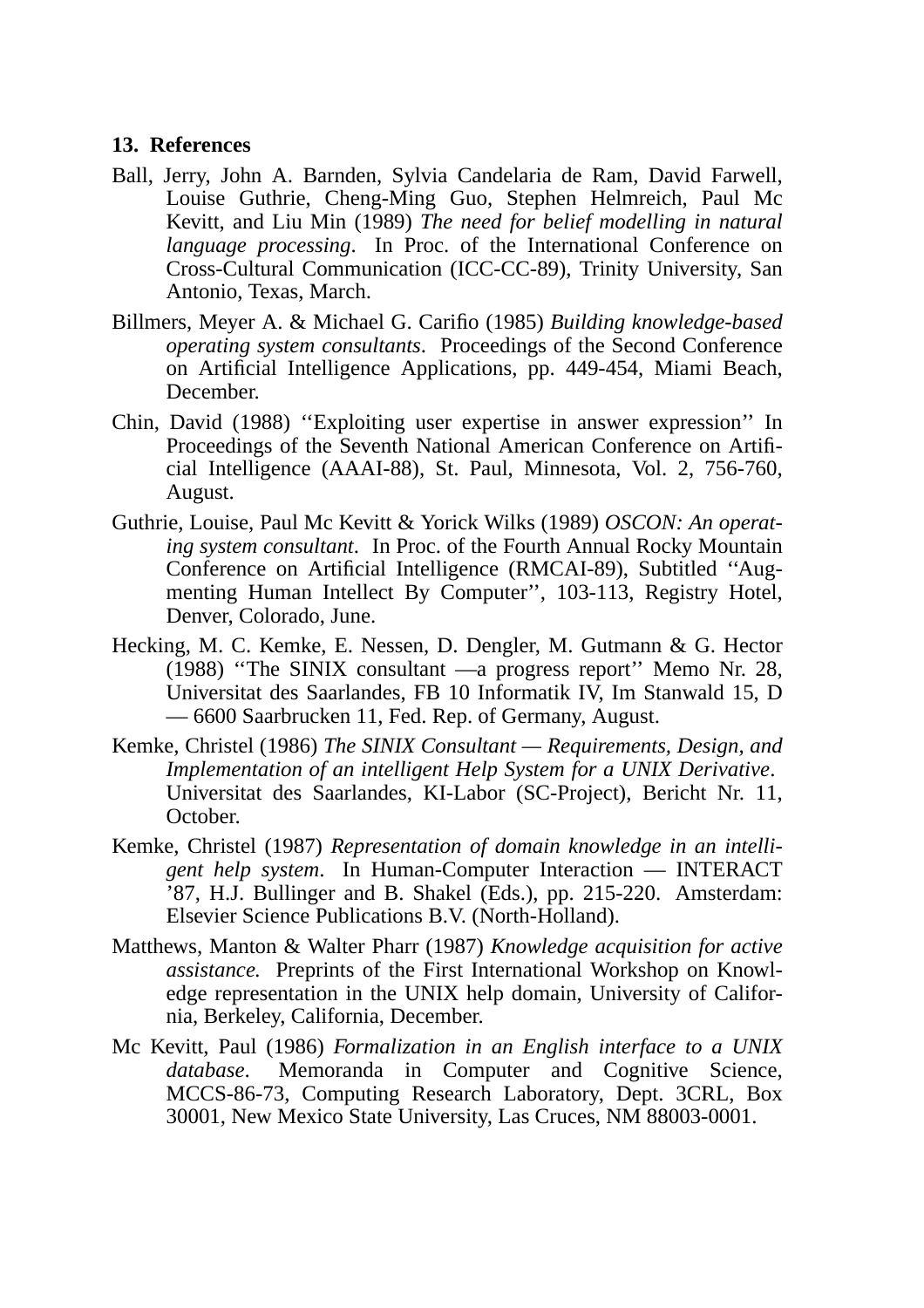## 13. References

Ball, Jerry, John A. Barnden, Sylvia Candelaria de Ram, David Farwell, Louise Guthrie, Cheng-Ming Guo, Stephen Helmreich, Paul Mc Kevitt, and Liu Min (1989) *The need for belief modelling in natural language processing*. In Proc. of the International Conference on Cross-Cultural Communication (ICC-CC-89), Trinity University, San Antonio, Texas, March.

Billmers, Meyer A. & Michael G. Carifio (1985) *Building knowledge-based operating system consultants*. Proceedings of the Second Conference on Artificial Intelligence Applications, pp. 449-454, Miami Beach, December.

Chin, David (1988) ''Exploiting user expertise in answer expression'' In Proceedings of the Seventh National American Conference on Artificial Intelligence (AAAI-88), St. Paul, Minnesota, Vol. 2, 756-760, August.

Guthrie, Louise, Paul Mc Kevitt & Yorick Wilks (1989) *OSCON: An operating system consultant*. In Proc. of the Fourth Annual Rocky Mountain Conference on Artificial Intelligence (RMCAI-89), Subtitled ''Augmenting Human Intellect By Computer'', 103-113, Registry Hotel, Denver, Colorado, June.

Hecking, M. C. Kemke, E. Nessen, D. Dengler, M. Gutmann & G. Hector (1988) ''The SINIX consultant —a progress report'' Memo Nr. 28, Universitat des Saarlandes, FB 10 Informatik IV, Im Stanwald 15, D — 6600 Saarbrucken 11, Fed. Rep. of Germany, August.

Kemke, Christel (1986) *The SINIX Consultant — Requirements, Design, and Implementation of an intelligent Help System for a UNIX Derivative*. Universitat des Saarlandes, KI-Labor (SC-Project), Bericht Nr. 11, October.

Kemke, Christel (1987) *Representation of domain knowledge in an intelligent help system*. In Human-Computer Interaction — INTERACT '87, H.J. Bullinger and B. Shakel (Eds.), pp. 215-220. Amsterdam: Elsevier Science Publications B.V. (North-Holland).

Matthews, Manton & Walter Pharr (1987) *Knowledge acquisition for active assistance.* Preprints of the First International Workshop on Knowledge representation in the UNIX help domain, University of California, Berkeley, California, December.

Mc Kevitt, Paul (1986) *Formalization in an English interface to a UNIX database*. Memoranda in Computer and Cognitive Science, MCCS-86-73, Computing Research Laboratory, Dept. 3CRL, Box 30001, New Mexico State University, Las Cruces, NM 88003-0001.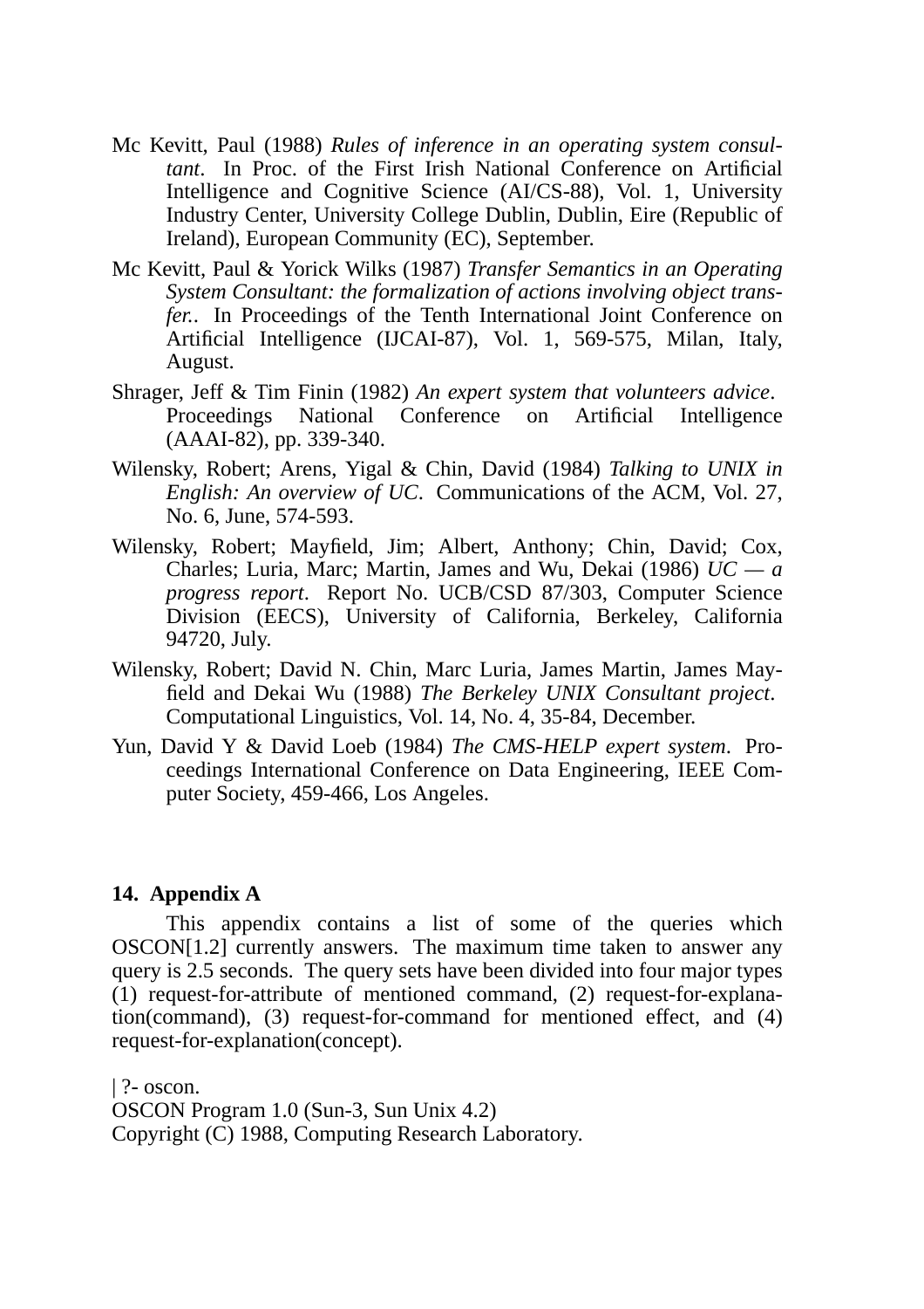Mc Kevitt, Paul (1988) *Rules of inference in an operating system consultant*. In Proc. of the First Irish National Conference on Artificial Intelligence and Cognitive Science (AI/CS-88), Vol. 1, University Industry Center, University College Dublin, Dublin, Eire (Republic of Ireland), European Community (EC), September.

Mc Kevitt, Paul & Yorick Wilks (1987) *Transfer Semantics in an Operating System Consultant: the formalization of actions involving object transfer.*. In Proceedings of the Tenth International Joint Conference on Artificial Intelligence (IJCAI-87), Vol. 1, 569-575, Milan, Italy, August.

Shrager, Jeff & Tim Finin (1982) *An expert system that volunteers advice*. Proceedings National Conference on Artificial Intelligence (AAAI-82), pp. 339-340.

Wilensky, Robert; Arens, Yigal & Chin, David (1984) *Talking to UNIX in English: An overview of UC*. Communications of the ACM, Vol. 27, No. 6, June, 574-593.

Wilensky, Robert; Mayfield, Jim; Albert, Anthony; Chin, David; Cox, Charles; Luria, Marc; Martin, James and Wu, Dekai (1986) *UC — a progress report*. Report No. UCB/CSD 87/303, Computer Science Division (EECS), University of California, Berkeley, California 94720, July.

Wilensky, Robert; David N. Chin, Marc Luria, James Martin, James Mayfield and Dekai Wu (1988) *The Berkeley UNIX Consultant project*. Computational Linguistics, Vol. 14, No. 4, 35-84, December.

Yun, David Y & David Loeb (1984) *The CMS-HELP expert system*. Proceedings International Conference on Data Engineering, IEEE Computer Society, 459-466, Los Angeles.

## 14. Appendix A

This appendix contains a list of some of the queries which OSCON[1.2] currently answers. The maximum time taken to answer any query is 2.5 seconds. The query sets have been divided into four major types (1) request-for-attribute of mentioned command, (2) request-for-explanation(command), (3) request-for-command for mentioned effect, and (4) request-for-explanation(concept).

```
| ?- oscon.
OSCON Program 1.0 (Sun-3, Sun Unix 4.2)
Copyright (C) 1988, Computing Research Laboratory.
```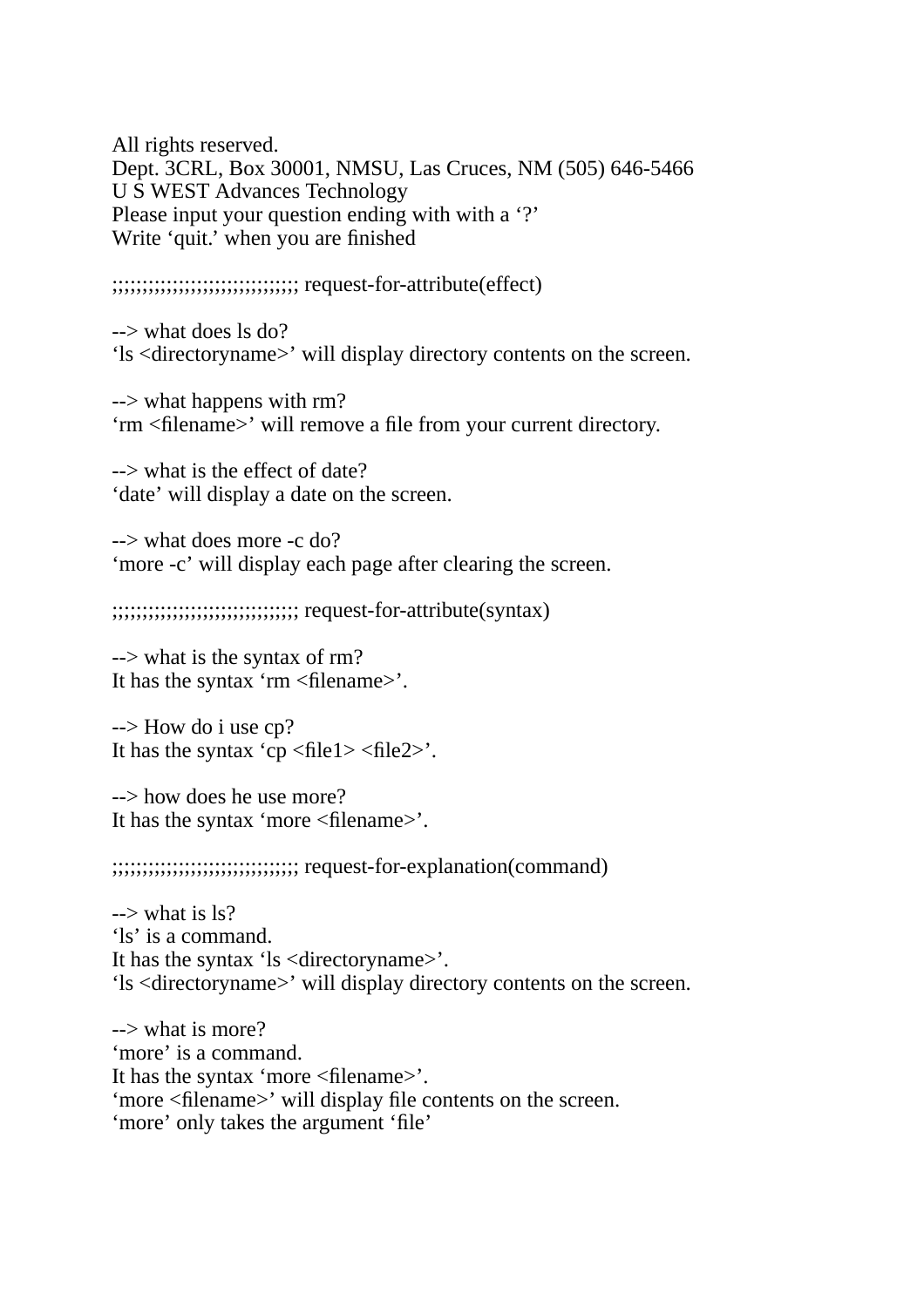All rights reserved.
Dept. 3CRL, Box 30001, NMSU, Las Cruces, NM (505) 646-5466
U S WEST Advances Technology
Please input your question ending with with a ‘?’
Write ‘quit.’ when you are finished

;;;;;;;;;;;;;;;;;;;;;;;;;;;;;; request-for-attribute(effect)

--> what does ls do?
‘ls <directoryname>’ will display directory contents on the screen.

--> what happens with rm?
‘rm <filename>’ will remove a file from your current directory.

--> what is the effect of date?
‘date’ will display a date on the screen.

--> what does more -c do?
‘more -c’ will display each page after clearing the screen.

;;;;;;;;;;;;;;;;;;;;;;;;;;;;;; request-for-attribute(syntax)

--> what is the syntax of rm?
It has the syntax ‘rm <filename>’.

--> How do i use cp?
It has the syntax ‘cp <file1> <file2>’.

--> how does he use more?
It has the syntax ‘more <filename>’.

;;;;;;;;;;;;;;;;;;;;;;;;;;;;;; request-for-explanation(command)

--> what is ls?
‘ls’ is a command.
It has the syntax ‘ls <directoryname>’.
‘ls <directoryname>’ will display directory contents on the screen.

--> what is more?
‘more’ is a command.
It has the syntax ‘more <filename>’.
‘more <filename>’ will display file contents on the screen.
‘more’ only takes the argument ‘file’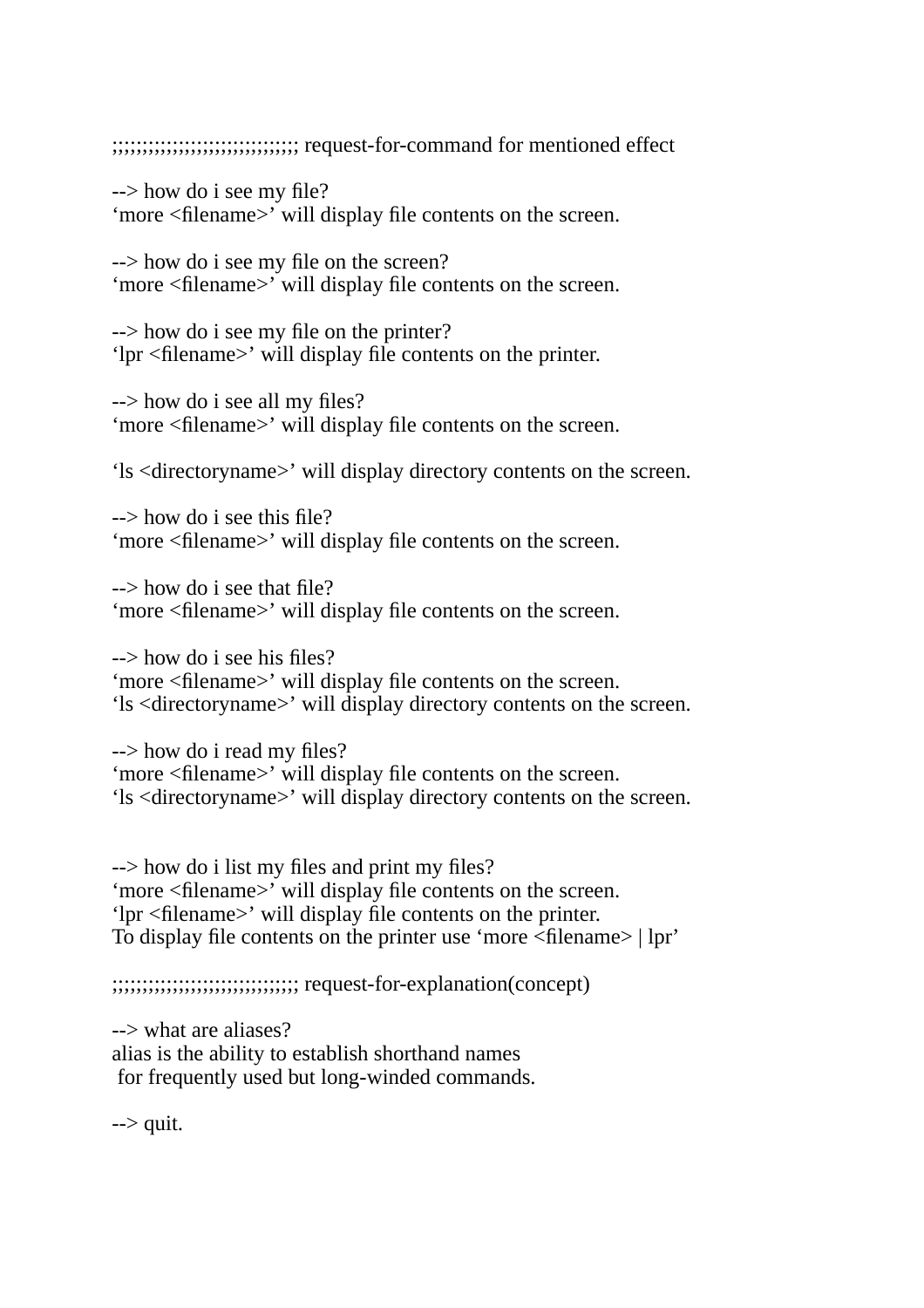;;;;;;;;;;;;;;;;;;;;;;;;;;;;;; request-for-command for mentioned effect

--> how do i see my file?
'more <filename>' will display file contents on the screen.

--> how do i see my file on the screen?
'more <filename>' will display file contents on the screen.

--> how do i see my file on the printer?
'lpr <filename>' will display file contents on the printer.

--> how do i see all my files?
'more <filename>' will display file contents on the screen.

'ls <directoryname>' will display directory contents on the screen.

--> how do i see this file?
'more <filename>' will display file contents on the screen.

--> how do i see that file?
'more <filename>' will display file contents on the screen.

--> how do i see his files?
'more <filename>' will display file contents on the screen.
'ls <directoryname>' will display directory contents on the screen.

--> how do i read my files?
'more <filename>' will display file contents on the screen.
'ls <directoryname>' will display directory contents on the screen.

--> how do i list my files and print my files?
'more <filename>' will display file contents on the screen.
'lpr <filename>' will display file contents on the printer.
To display file contents on the printer use 'more <filename> | lpr'

;;;;;;;;;;;;;;;;;;;;;;;;;;;;;; request-for-explanation(concept)

--> what are aliases?
alias is the ability to establish shorthand names
for frequently used but long-winded commands.

--> quit.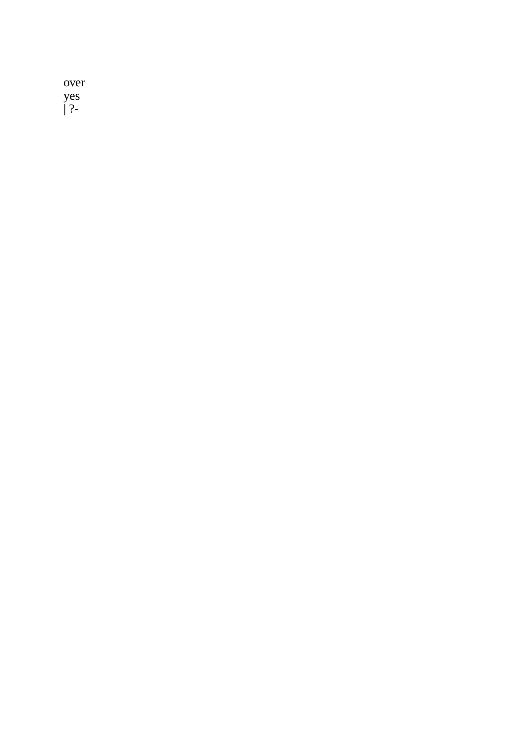over
yes
| ?-